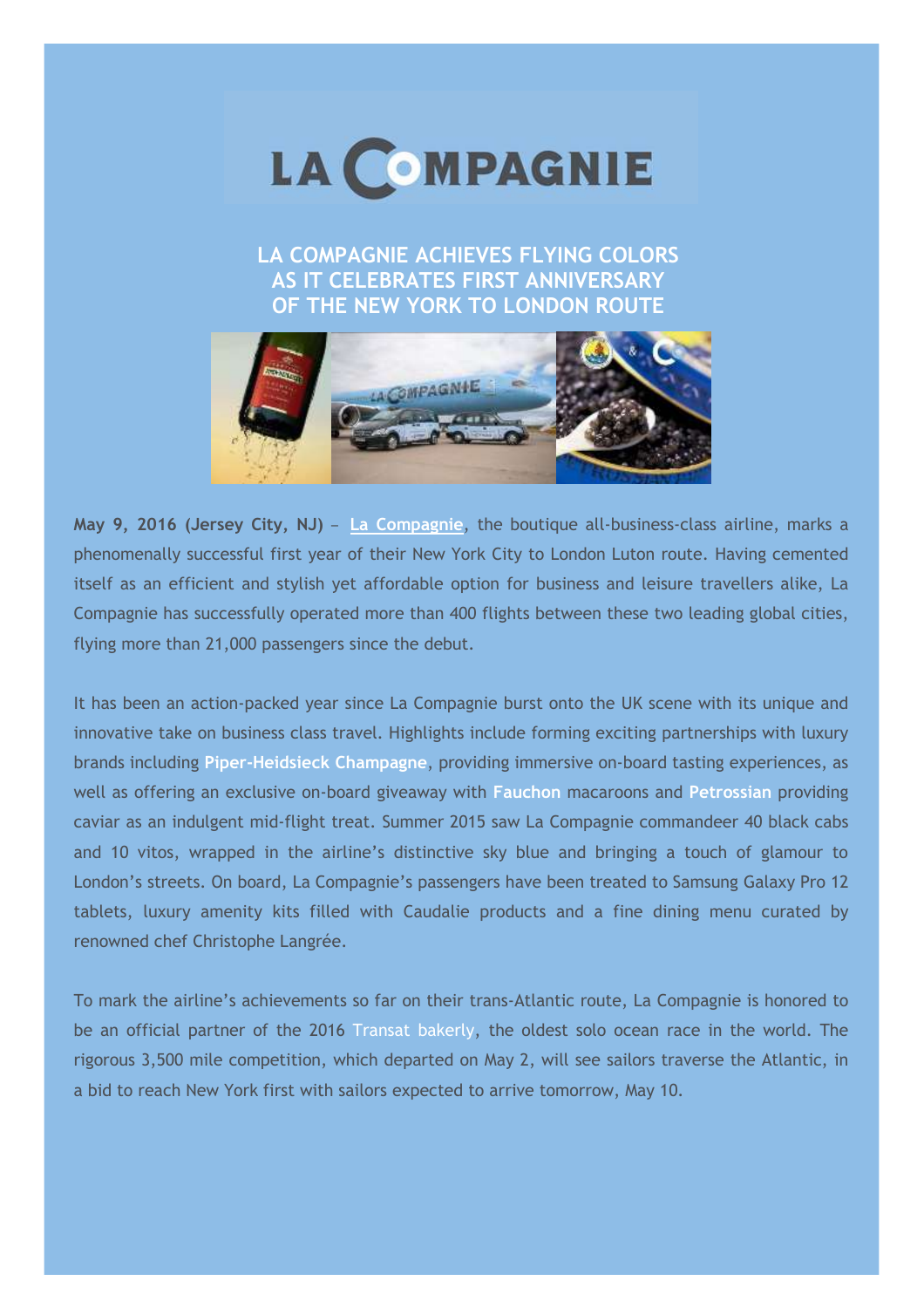# LA COMPAGNIE

## LA COMPAGNIE ACHIEVES FLYING COLORS AS IT CELEBRATES FIRST ANNIVERSARY OF THE NEW YORK TO LONDON ROUTE

**May 9, 2016 (Jersey City, NJ)** – La Compagnie, the boutique all-business-class airline, marks a phenomenally successful first year of their New York City to London Luton route. Having cemented itself as an efficient and stylish yet affordable option for business and leisure travellers alike, La Compagnie has successfully operated more than 400 flights between these two leading global cities, flying more than 21,000 passengers since the debut.

It has been an action-packed year since La Compagnie burst onto the UK scene with its unique and innovative take on business class travel. Highlights include forming exciting partnerships with luxury brands including **Piper-Heidsieck Champagne**, providing immersive on-board tasting experiences, as well as offering an exclusive on-board giveaway with **Fauchon** macaroons and **Petrossian** providing caviar as an indulgent mid-flight treat. Summer 2015 saw La Compagnie commandeer 40 black cabs and 10 vitos, wrapped in the airline's distinctive sky blue and bringing a touch of glamour to London's streets. On board, La Compagnie's passengers have been treated to Samsung Galaxy Pro 12 tablets, luxury amenity kits filled with Caudalie products and a fine dining menu curated by renowned chef Christophe Langrée.

To mark the airline's achievements so far on their trans-Atlantic route, La Compagnie is honored to be an official partner of the 2016 Transat bakerly, the oldest solo ocean race in the world. The rigorous 3,500 mile competition, which departed on May 2, will see sailors traverse the Atlantic, in a bid to reach New York first with sailors expected to arrive tomorrow, May 10.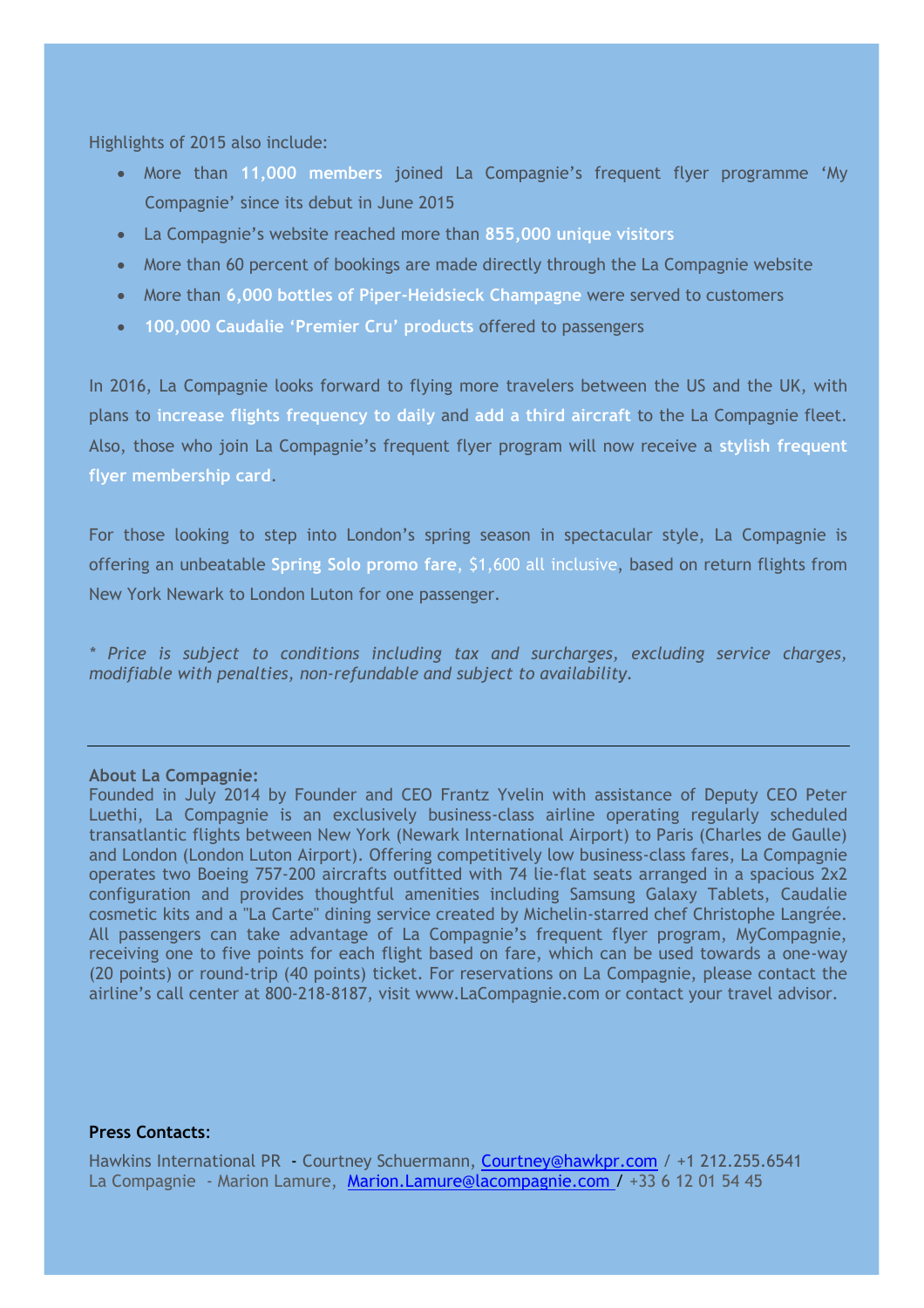Highlights of 2015 also include:

- More than **11,000 members** joined La Compagnie's frequent flyer programme 'My Compagnie' since its debut in June 2015
- La Compagnie's website reached more than **855,000 unique visitors**
- More than 60 percent of bookings are made directly through the La Compagnie website
- More than **6,000 bottles of Piper-Heidsieck Champagne** were served to customers
- **100,000 Caudalie 'Premier Cru' products** offered to passengers

In 2016, La Compagnie looks forward to flying more travelers between the US and the UK, with plans to **increase flights frequency to daily** and **add a third aircraft** to the La Compagnie fleet. Also, those who join La Compagnie's frequent flyer program will now receive a **stylish frequent flyer membership card**.

For those looking to step into London's spring season in spectacular style, La Compagnie is offering an unbeatable **Spring Solo promo fare**, $1,600 all inclusive, based on return flights from New York Newark to London Luton for one passenger.

*\* Price is subject to conditions including tax and surcharges, excluding service charges, modifiable with penalties, non-refundable and subject to availability.*

---

**About La Compagnie:**
Founded in July 2014 by Founder and CEO Frantz Yvelin with assistance of Deputy CEO Peter Luethi, La Compagnie is an exclusively business-class airline operating regularly scheduled transatlantic flights between New York (Newark International Airport) to Paris (Charles de Gaulle) and London (London Luton Airport). Offering competitively low business-class fares, La Compagnie operates two Boeing 757-200 aircrafts outfitted with 74 lie-flat seats arranged in a spacious 2x2 configuration and provides thoughtful amenities including Samsung Galaxy Tablets, Caudalie cosmetic kits and a "La Carte" dining service created by Michelin-starred chef Christophe Langrée. All passengers can take advantage of La Compagnie's frequent flyer program, MyCompagnie, receiving one to five points for each flight based on fare, which can be used towards a one-way (20 points) or round-trip (40 points) ticket. For reservations on La Compagnie, please contact the airline's call center at 800-218-8187, visit www.LaCompagnie.com or contact your travel advisor.

**Press Contacts:**

Hawkins International PR - Courtney Schuermann, Courtney@hawkpr.com / +1 212.255.6541
La Compagnie - Marion Lamure, Marion.Lamure@lacompagnie.com / +33 6 12 01 54 45